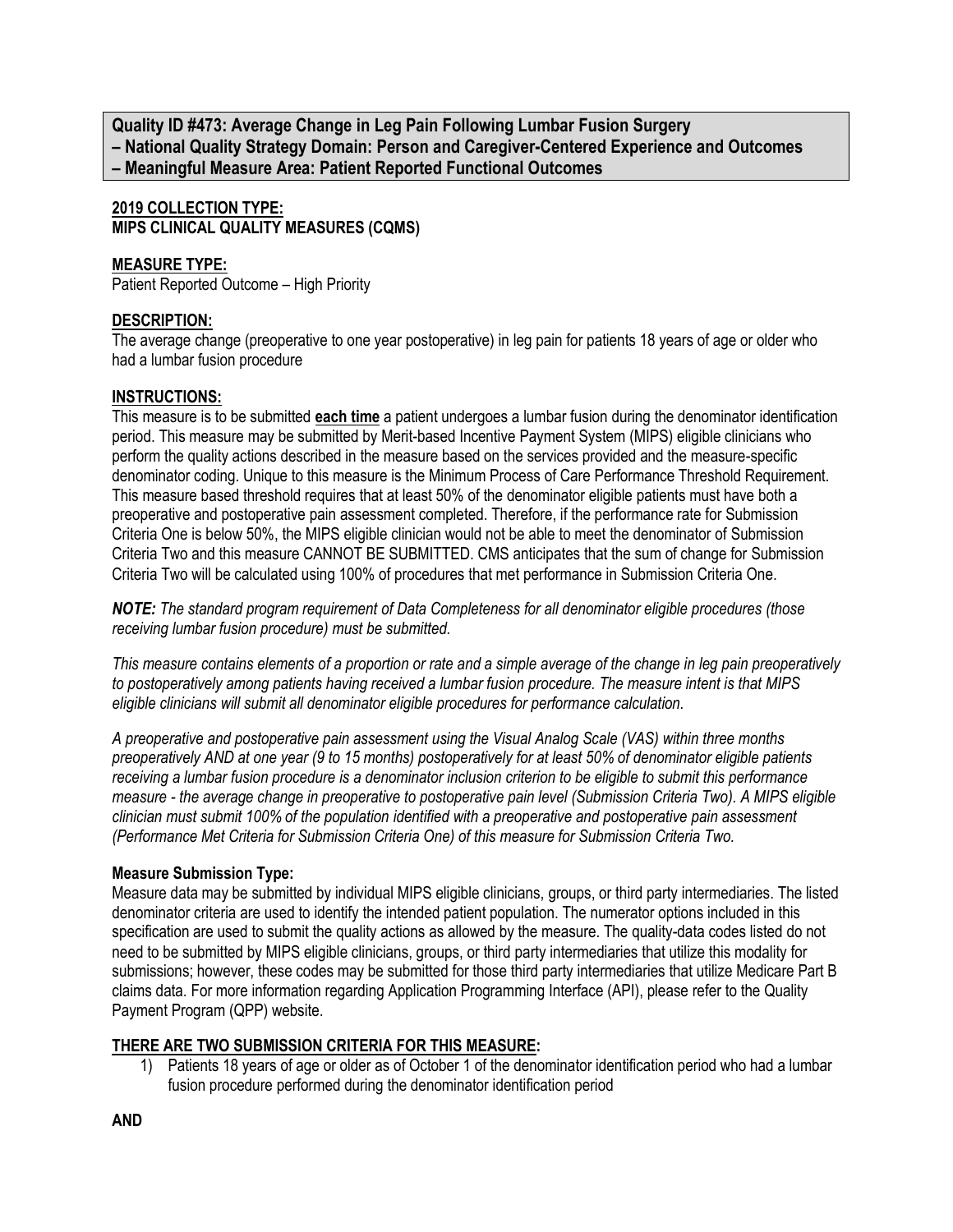**Quality ID #473: Average Change in Leg Pain Following Lumbar Fusion Surgery**
**– National Quality Strategy Domain: Person and Caregiver-Centered Experience and Outcomes**
**– Meaningful Measure Area: Patient Reported Functional Outcomes**

**2019 COLLECTION TYPE:**
**MIPS CLINICAL QUALITY MEASURES (CQMS)**

**MEASURE TYPE:**
Patient Reported Outcome – High Priority

**DESCRIPTION:**
The average change (preoperative to one year postoperative) in leg pain for patients 18 years of age or older who had a lumbar fusion procedure

**INSTRUCTIONS:**
This measure is to be submitted **each time** a patient undergoes a lumbar fusion during the denominator identification period. This measure may be submitted by Merit-based Incentive Payment System (MIPS) eligible clinicians who perform the quality actions described in the measure based on the services provided and the measure-specific denominator coding. Unique to this measure is the Minimum Process of Care Performance Threshold Requirement. This measure based threshold requires that at least 50% of the denominator eligible patients must have both a preoperative and postoperative pain assessment completed. Therefore, if the performance rate for Submission Criteria One is below 50%, the MIPS eligible clinician would not be able to meet the denominator of Submission Criteria Two and this measure CANNOT BE SUBMITTED. CMS anticipates that the sum of change for Submission Criteria Two will be calculated using 100% of procedures that met performance in Submission Criteria One.

***NOTE:*** *The standard program requirement of Data Completeness for all denominator eligible procedures (those receiving lumbar fusion procedure) must be submitted.*

*This measure contains elements of a proportion or rate and a simple average of the change in leg pain preoperatively to postoperatively among patients having received a lumbar fusion procedure. The measure intent is that MIPS eligible clinicians will submit all denominator eligible procedures for performance calculation.*

*A preoperative and postoperative pain assessment using the Visual Analog Scale (VAS) within three months preoperatively AND at one year (9 to 15 months) postoperatively for at least 50% of denominator eligible patients receiving a lumbar fusion procedure is a denominator inclusion criterion to be eligible to submit this performance measure - the average change in preoperative to postoperative pain level (Submission Criteria Two). A MIPS eligible clinician must submit 100% of the population identified with a preoperative and postoperative pain assessment (Performance Met Criteria for Submission Criteria One) of this measure for Submission Criteria Two.*

**Measure Submission Type:**
Measure data may be submitted by individual MIPS eligible clinicians, groups, or third party intermediaries. The listed denominator criteria are used to identify the intended patient population. The numerator options included in this specification are used to submit the quality actions as allowed by the measure. The quality-data codes listed do not need to be submitted by MIPS eligible clinicians, groups, or third party intermediaries that utilize this modality for submissions; however, these codes may be submitted for those third party intermediaries that utilize Medicare Part B claims data. For more information regarding Application Programming Interface (API), please refer to the Quality Payment Program (QPP) website.

**THERE ARE TWO SUBMISSION CRITERIA FOR THIS MEASURE:**

1) Patients 18 years of age or older as of October 1 of the denominator identification period who had a lumbar fusion procedure performed during the denominator identification period

**AND**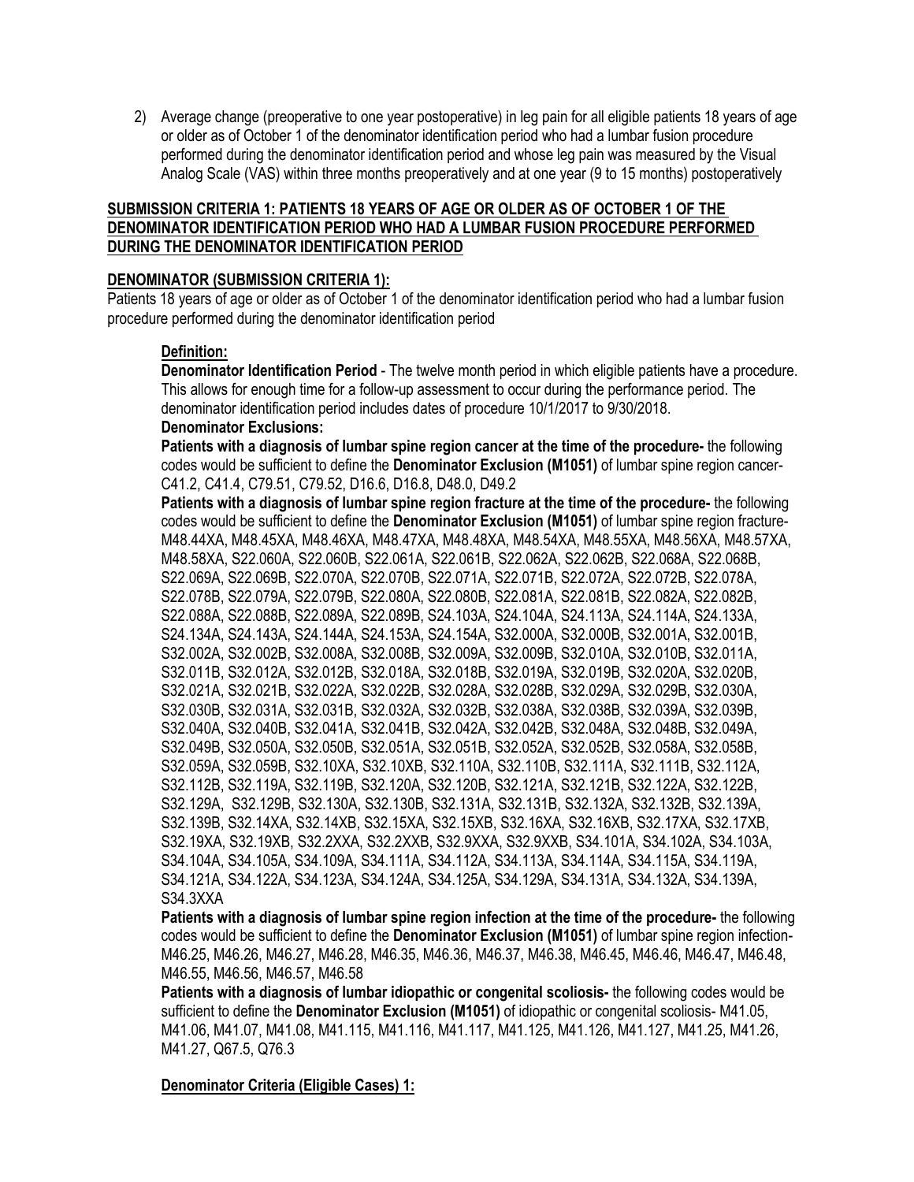2) Average change (preoperative to one year postoperative) in leg pain for all eligible patients 18 years of age or older as of October 1 of the denominator identification period who had a lumbar fusion procedure performed during the denominator identification period and whose leg pain was measured by the Visual Analog Scale (VAS) within three months preoperatively and at one year (9 to 15 months) postoperatively

**SUBMISSION CRITERIA 1: PATIENTS 18 YEARS OF AGE OR OLDER AS OF OCTOBER 1 OF THE DENOMINATOR IDENTIFICATION PERIOD WHO HAD A LUMBAR FUSION PROCEDURE PERFORMED DURING THE DENOMINATOR IDENTIFICATION PERIOD**

**DENOMINATOR (SUBMISSION CRITERIA 1):**

Patients 18 years of age or older as of October 1 of the denominator identification period who had a lumbar fusion procedure performed during the denominator identification period

**Definition:**

**Denominator Identification Period** - The twelve month period in which eligible patients have a procedure. This allows for enough time for a follow-up assessment to occur during the performance period. The denominator identification period includes dates of procedure 10/1/2017 to 9/30/2018.

**Denominator Exclusions:**

**Patients with a diagnosis of lumbar spine region cancer at the time of the procedure-** the following codes would be sufficient to define the **Denominator Exclusion (M1051)** of lumbar spine region cancer- C41.2, C41.4, C79.51, C79.52, D16.6, D16.8, D48.0, D49.2

**Patients with a diagnosis of lumbar spine region fracture at the time of the procedure-** the following codes would be sufficient to define the **Denominator Exclusion (M1051)** of lumbar spine region fracture- M48.44XA, M48.45XA, M48.46XA, M48.47XA, M48.48XA, M48.54XA, M48.55XA, M48.56XA, M48.57XA, M48.58XA, S22.060A, S22.060B, S22.061A, S22.061B, S22.062A, S22.062B, S22.068A, S22.068B, S22.069A, S22.069B, S22.070A, S22.070B, S22.071A, S22.071B, S22.072A, S22.072B, S22.078A, S22.078B, S22.079A, S22.079B, S22.080A, S22.080B, S22.081A, S22.081B, S22.082A, S22.082B, S22.088A, S22.088B, S22.089A, S22.089B, S24.103A, S24.104A, S24.113A, S24.114A, S24.133A, S24.134A, S24.143A, S24.144A, S24.153A, S24.154A, S32.000A, S32.000B, S32.001A, S32.001B, S32.002A, S32.002B, S32.008A, S32.008B, S32.009A, S32.009B, S32.010A, S32.010B, S32.011A, S32.011B, S32.012A, S32.012B, S32.018A, S32.018B, S32.019A, S32.019B, S32.020A, S32.020B, S32.021A, S32.021B, S32.022A, S32.022B, S32.028A, S32.028B, S32.029A, S32.029B, S32.030A, S32.030B, S32.031A, S32.031B, S32.032A, S32.032B, S32.038A, S32.038B, S32.039A, S32.039B, S32.040A, S32.040B, S32.041A, S32.041B, S32.042A, S32.042B, S32.048A, S32.048B, S32.049A, S32.049B, S32.050A, S32.050B, S32.051A, S32.051B, S32.052A, S32.052B, S32.058A, S32.058B, S32.059A, S32.059B, S32.10XA, S32.10XB, S32.110A, S32.110B, S32.111A, S32.111B, S32.112A, S32.112B, S32.119A, S32.119B, S32.120A, S32.120B, S32.121A, S32.121B, S32.122A, S32.122B, S32.129A, S32.129B, S32.130A, S32.130B, S32.131A, S32.131B, S32.132A, S32.132B, S32.139A, S32.139B, S32.14XA, S32.14XB, S32.15XA, S32.15XB, S32.16XA, S32.16XB, S32.17XA, S32.17XB, S32.19XA, S32.19XB, S32.2XXA, S32.2XXB, S32.9XXA, S32.9XXB, S34.101A, S34.102A, S34.103A, S34.104A, S34.105A, S34.109A, S34.111A, S34.112A, S34.113A, S34.114A, S34.115A, S34.119A, S34.121A, S34.122A, S34.123A, S34.124A, S34.125A, S34.129A, S34.131A, S34.132A, S34.139A, S34.3XXA

**Patients with a diagnosis of lumbar spine region infection at the time of the procedure-** the following codes would be sufficient to define the **Denominator Exclusion (M1051)** of lumbar spine region infection- M46.25, M46.26, M46.27, M46.28, M46.35, M46.36, M46.37, M46.38, M46.45, M46.46, M46.47, M46.48, M46.55, M46.56, M46.57, M46.58

**Patients with a diagnosis of lumbar idiopathic or congenital scoliosis-** the following codes would be sufficient to define the **Denominator Exclusion (M1051)** of idiopathic or congenital scoliosis- M41.05, M41.06, M41.07, M41.08, M41.115, M41.116, M41.117, M41.125, M41.126, M41.127, M41.25, M41.26, M41.27, Q67.5, Q76.3

**Denominator Criteria (Eligible Cases) 1:**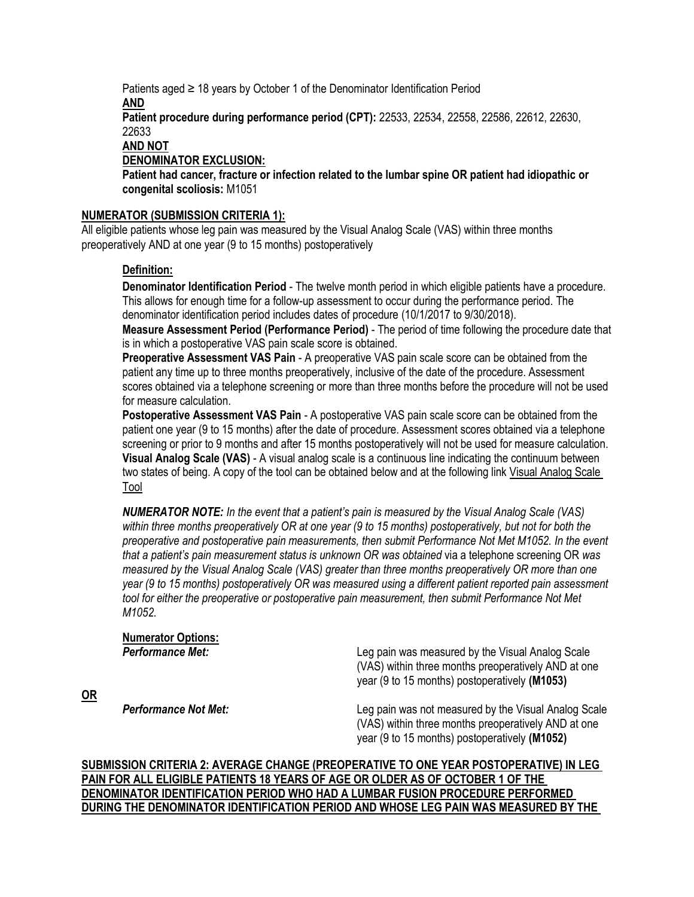Patients aged ≥ 18 years by October 1 of the Denominator Identification Period

**AND**

**Patient procedure during performance period (CPT):** 22533, 22534, 22558, 22586, 22612, 22630, 22633

**AND NOT**

**DENOMINATOR EXCLUSION:**

**Patient had cancer, fracture or infection related to the lumbar spine OR patient had idiopathic or congenital scoliosis:** M1051

**NUMERATOR (SUBMISSION CRITERIA 1):**

All eligible patients whose leg pain was measured by the Visual Analog Scale (VAS) within three months preoperatively AND at one year (9 to 15 months) postoperatively

**Definition:**

**Denominator Identification Period** - The twelve month period in which eligible patients have a procedure. This allows for enough time for a follow-up assessment to occur during the performance period. The denominator identification period includes dates of procedure (10/1/2017 to 9/30/2018).

**Measure Assessment Period (Performance Period)** - The period of time following the procedure date that is in which a postoperative VAS pain scale score is obtained.

**Preoperative Assessment VAS Pain** - A preoperative VAS pain scale score can be obtained from the patient any time up to three months preoperatively, inclusive of the date of the procedure. Assessment scores obtained via a telephone screening or more than three months before the procedure will not be used for measure calculation.

**Postoperative Assessment VAS Pain** - A postoperative VAS pain scale score can be obtained from the patient one year (9 to 15 months) after the date of procedure. Assessment scores obtained via a telephone screening or prior to 9 months and after 15 months postoperatively will not be used for measure calculation.

**Visual Analog Scale (VAS)** - A visual analog scale is a continuous line indicating the continuum between two states of being. A copy of the tool can be obtained below and at the following link Visual Analog Scale Tool

***NUMERATOR NOTE:*** *In the event that a patient's pain is measured by the Visual Analog Scale (VAS) within three months preoperatively OR at one year (9 to 15 months) postoperatively, but not for both the preoperative and postoperative pain measurements, then submit Performance Not Met M1052. In the event that a patient's pain measurement status is unknown OR was obtained* via a telephone screening OR *was measured by the Visual Analog Scale (VAS) greater than three months preoperatively OR more than one year (9 to 15 months) postoperatively OR was measured using a different patient reported pain assessment tool for either the preoperative or postoperative pain measurement, then submit Performance Not Met M1052.*

**Numerator Options:**

***Performance Met:*** Leg pain was measured by the Visual Analog Scale (VAS) within three months preoperatively AND at one year (9 to 15 months) postoperatively **(M1053)**

**OR**

***Performance Not Met:*** Leg pain was not measured by the Visual Analog Scale (VAS) within three months preoperatively AND at one year (9 to 15 months) postoperatively **(M1052)**

**SUBMISSION CRITERIA 2: AVERAGE CHANGE (PREOPERATIVE TO ONE YEAR POSTOPERATIVE) IN LEG PAIN FOR ALL ELIGIBLE PATIENTS 18 YEARS OF AGE OR OLDER AS OF OCTOBER 1 OF THE DENOMINATOR IDENTIFICATION PERIOD WHO HAD A LUMBAR FUSION PROCEDURE PERFORMED DURING THE DENOMINATOR IDENTIFICATION PERIOD AND WHOSE LEG PAIN WAS MEASURED BY THE**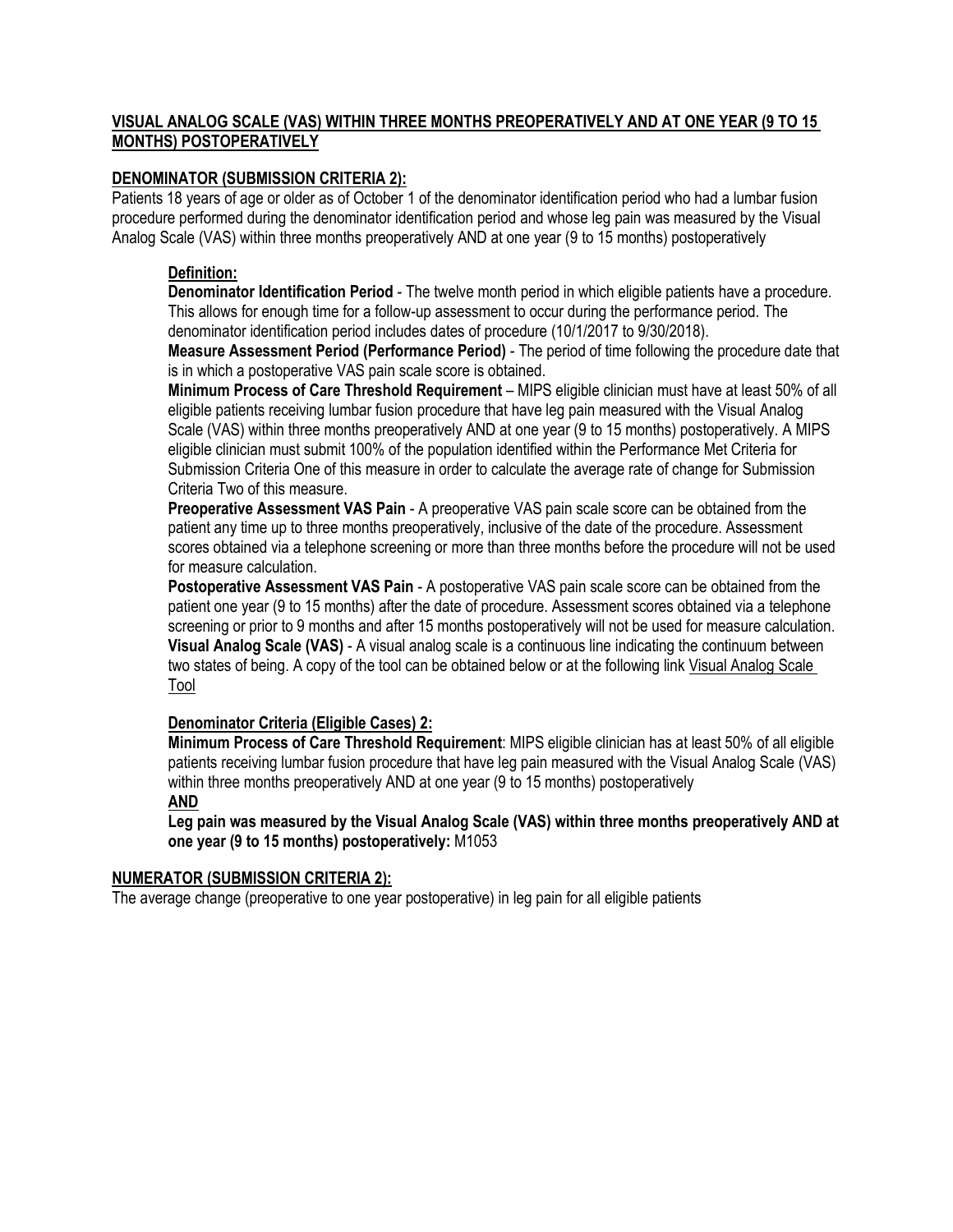**VISUAL ANALOG SCALE (VAS) WITHIN THREE MONTHS PREOPERATIVELY AND AT ONE YEAR (9 TO 15 MONTHS) POSTOPERATIVELY**

**DENOMINATOR (SUBMISSION CRITERIA 2):**

Patients 18 years of age or older as of October 1 of the denominator identification period who had a lumbar fusion procedure performed during the denominator identification period and whose leg pain was measured by the Visual Analog Scale (VAS) within three months preoperatively AND at one year (9 to 15 months) postoperatively

**Definition:**

**Denominator Identification Period** - The twelve month period in which eligible patients have a procedure. This allows for enough time for a follow-up assessment to occur during the performance period. The denominator identification period includes dates of procedure (10/1/2017 to 9/30/2018).

**Measure Assessment Period (Performance Period)** - The period of time following the procedure date that is in which a postoperative VAS pain scale score is obtained.

**Minimum Process of Care Threshold Requirement** – MIPS eligible clinician must have at least 50% of all eligible patients receiving lumbar fusion procedure that have leg pain measured with the Visual Analog Scale (VAS) within three months preoperatively AND at one year (9 to 15 months) postoperatively. A MIPS eligible clinician must submit 100% of the population identified within the Performance Met Criteria for Submission Criteria One of this measure in order to calculate the average rate of change for Submission Criteria Two of this measure.

**Preoperative Assessment VAS Pain** - A preoperative VAS pain scale score can be obtained from the patient any time up to three months preoperatively, inclusive of the date of the procedure. Assessment scores obtained via a telephone screening or more than three months before the procedure will not be used for measure calculation.

**Postoperative Assessment VAS Pain** - A postoperative VAS pain scale score can be obtained from the patient one year (9 to 15 months) after the date of procedure. Assessment scores obtained via a telephone screening or prior to 9 months and after 15 months postoperatively will not be used for measure calculation.

**Visual Analog Scale (VAS)** - A visual analog scale is a continuous line indicating the continuum between two states of being. A copy of the tool can be obtained below or at the following link Visual Analog Scale Tool

**Denominator Criteria (Eligible Cases) 2:**

**Minimum Process of Care Threshold Requirement**: MIPS eligible clinician has at least 50% of all eligible patients receiving lumbar fusion procedure that have leg pain measured with the Visual Analog Scale (VAS) within three months preoperatively AND at one year (9 to 15 months) postoperatively

**AND**

**Leg pain was measured by the Visual Analog Scale (VAS) within three months preoperatively AND at one year (9 to 15 months) postoperatively:** M1053

**NUMERATOR (SUBMISSION CRITERIA 2):**

The average change (preoperative to one year postoperative) in leg pain for all eligible patients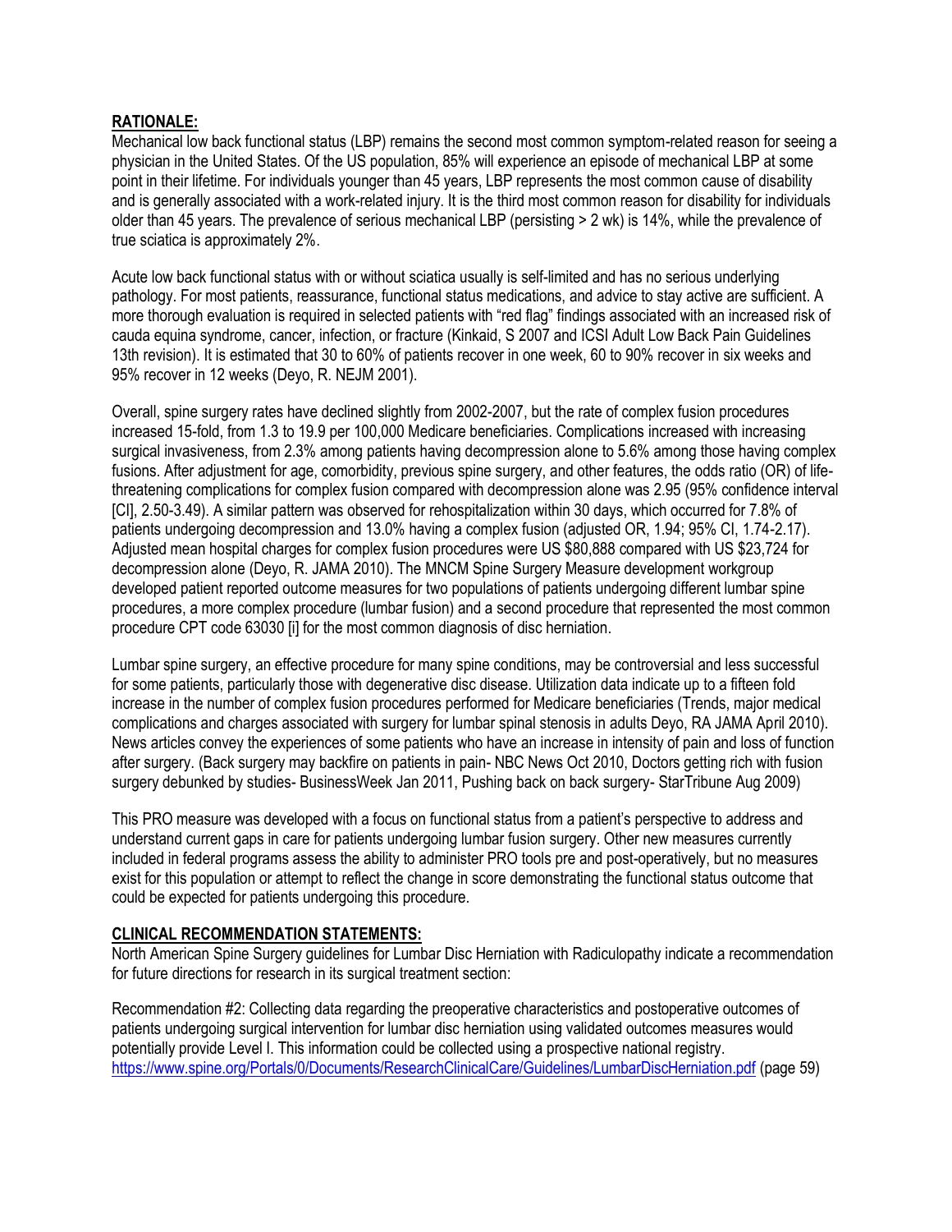**RATIONALE:**

Mechanical low back functional status (LBP) remains the second most common symptom-related reason for seeing a physician in the United States. Of the US population, 85% will experience an episode of mechanical LBP at some point in their lifetime. For individuals younger than 45 years, LBP represents the most common cause of disability and is generally associated with a work-related injury. It is the third most common reason for disability for individuals older than 45 years. The prevalence of serious mechanical LBP (persisting > 2 wk) is 14%, while the prevalence of true sciatica is approximately 2%.

Acute low back functional status with or without sciatica usually is self-limited and has no serious underlying pathology. For most patients, reassurance, functional status medications, and advice to stay active are sufficient. A more thorough evaluation is required in selected patients with "red flag" findings associated with an increased risk of cauda equina syndrome, cancer, infection, or fracture (Kinkaid, S 2007 and ICSI Adult Low Back Pain Guidelines 13th revision). It is estimated that 30 to 60% of patients recover in one week, 60 to 90% recover in six weeks and 95% recover in 12 weeks (Deyo, R. NEJM 2001).

Overall, spine surgery rates have declined slightly from 2002-2007, but the rate of complex fusion procedures increased 15-fold, from 1.3 to 19.9 per 100,000 Medicare beneficiaries. Complications increased with increasing surgical invasiveness, from 2.3% among patients having decompression alone to 5.6% among those having complex fusions. After adjustment for age, comorbidity, previous spine surgery, and other features, the odds ratio (OR) of life-threatening complications for complex fusion compared with decompression alone was 2.95 (95% confidence interval [CI], 2.50-3.49). A similar pattern was observed for rehospitalization within 30 days, which occurred for 7.8% of patients undergoing decompression and 13.0% having a complex fusion (adjusted OR, 1.94; 95% CI, 1.74-2.17). Adjusted mean hospital charges for complex fusion procedures were US $80,888 compared with US $23,724 for decompression alone (Deyo, R. JAMA 2010). The MNCM Spine Surgery Measure development workgroup developed patient reported outcome measures for two populations of patients undergoing different lumbar spine procedures, a more complex procedure (lumbar fusion) and a second procedure that represented the most common procedure CPT code 63030 [i] for the most common diagnosis of disc herniation.

Lumbar spine surgery, an effective procedure for many spine conditions, may be controversial and less successful for some patients, particularly those with degenerative disc disease. Utilization data indicate up to a fifteen fold increase in the number of complex fusion procedures performed for Medicare beneficiaries (Trends, major medical complications and charges associated with surgery for lumbar spinal stenosis in adults Deyo, RA JAMA April 2010). News articles convey the experiences of some patients who have an increase in intensity of pain and loss of function after surgery. (Back surgery may backfire on patients in pain- NBC News Oct 2010, Doctors getting rich with fusion surgery debunked by studies- BusinessWeek Jan 2011, Pushing back on back surgery- StarTribune Aug 2009)

This PRO measure was developed with a focus on functional status from a patient's perspective to address and understand current gaps in care for patients undergoing lumbar fusion surgery. Other new measures currently included in federal programs assess the ability to administer PRO tools pre and post-operatively, but no measures exist for this population or attempt to reflect the change in score demonstrating the functional status outcome that could be expected for patients undergoing this procedure.

**CLINICAL RECOMMENDATION STATEMENTS:**

North American Spine Surgery guidelines for Lumbar Disc Herniation with Radiculopathy indicate a recommendation for future directions for research in its surgical treatment section:

Recommendation #2: Collecting data regarding the preoperative characteristics and postoperative outcomes of patients undergoing surgical intervention for lumbar disc herniation using validated outcomes measures would potentially provide Level I. This information could be collected using a prospective national registry. https://www.spine.org/Portals/0/Documents/ResearchClinicalCare/Guidelines/LumbarDiscHerniation.pdf (page 59)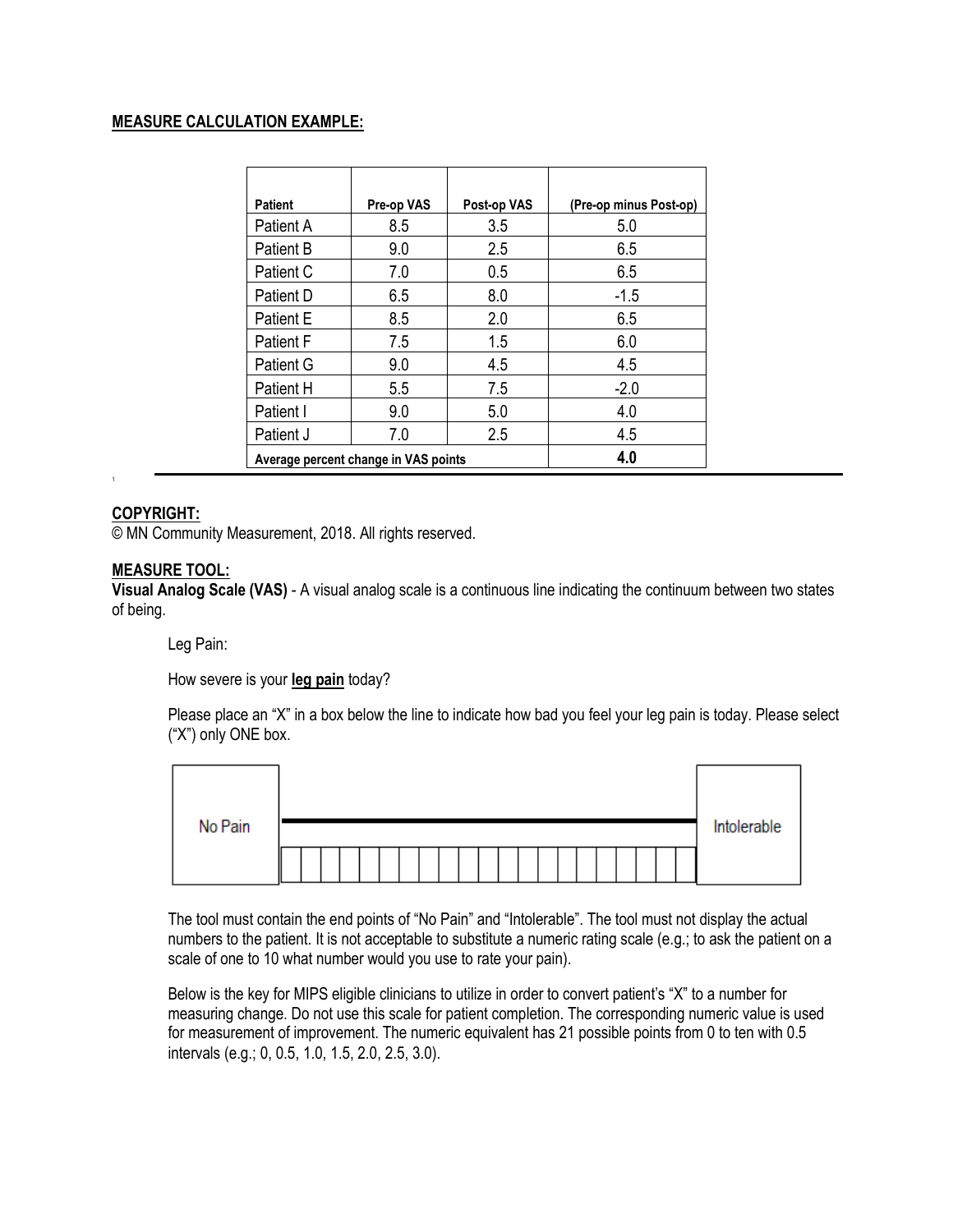**MEASURE CALCULATION EXAMPLE:**

| Patient | Pre-op VAS | Post-op VAS | (Pre-op minus Post-op) |
|---|---|---|---|
| Patient A | 8.5 | 3.5 | 5.0 |
| Patient B | 9.0 | 2.5 | 6.5 |
| Patient C | 7.0 | 0.5 | 6.5 |
| Patient D | 6.5 | 8.0 | -1.5 |
| Patient E | 8.5 | 2.0 | 6.5 |
| Patient F | 7.5 | 1.5 | 6.0 |
| Patient G | 9.0 | 4.5 | 4.5 |
| Patient H | 5.5 | 7.5 | -2.0 |
| Patient I | 9.0 | 5.0 | 4.0 |
| Patient J | 7.0 | 2.5 | 4.5 |
| **Average percent change in VAS points** | | | **4.0** |

**COPYRIGHT:**

© MN Community Measurement, 2018. All rights reserved.

**MEASURE TOOL:**

**Visual Analog Scale (VAS)** - A visual analog scale is a continuous line indicating the continuum between two states of being.

Leg Pain:

How severe is your **leg pain** today?

Please place an "X" in a box below the line to indicate how bad you feel your leg pain is today. Please select ("X") only ONE box.

| No Pain | | | | | | | | | | | | | | | | | | | | | | Intolerable |
|---|---|---|---|---|---|---|---|---|---|---|---|---|---|---|---|---|---|---|---|---|---|---|
| | ☐ | ☐ | ☐ | ☐ | ☐ | ☐ | ☐ | ☐ | ☐ | ☐ | ☐ | ☐ | ☐ | ☐ | ☐ | ☐ | ☐ | ☐ | ☐ | ☐ | ☐ | |

The tool must contain the end points of "No Pain" and "Intolerable". The tool must not display the actual numbers to the patient. It is not acceptable to substitute a numeric rating scale (e.g.; to ask the patient on a scale of one to 10 what number would you use to rate your pain).

Below is the key for MIPS eligible clinicians to utilize in order to convert patient's "X" to a number for measuring change. Do not use this scale for patient completion. The corresponding numeric value is used for measurement of improvement. The numeric equivalent has 21 possible points from 0 to ten with 0.5 intervals (e.g.; 0, 0.5, 1.0, 1.5, 2.0, 2.5, 3.0).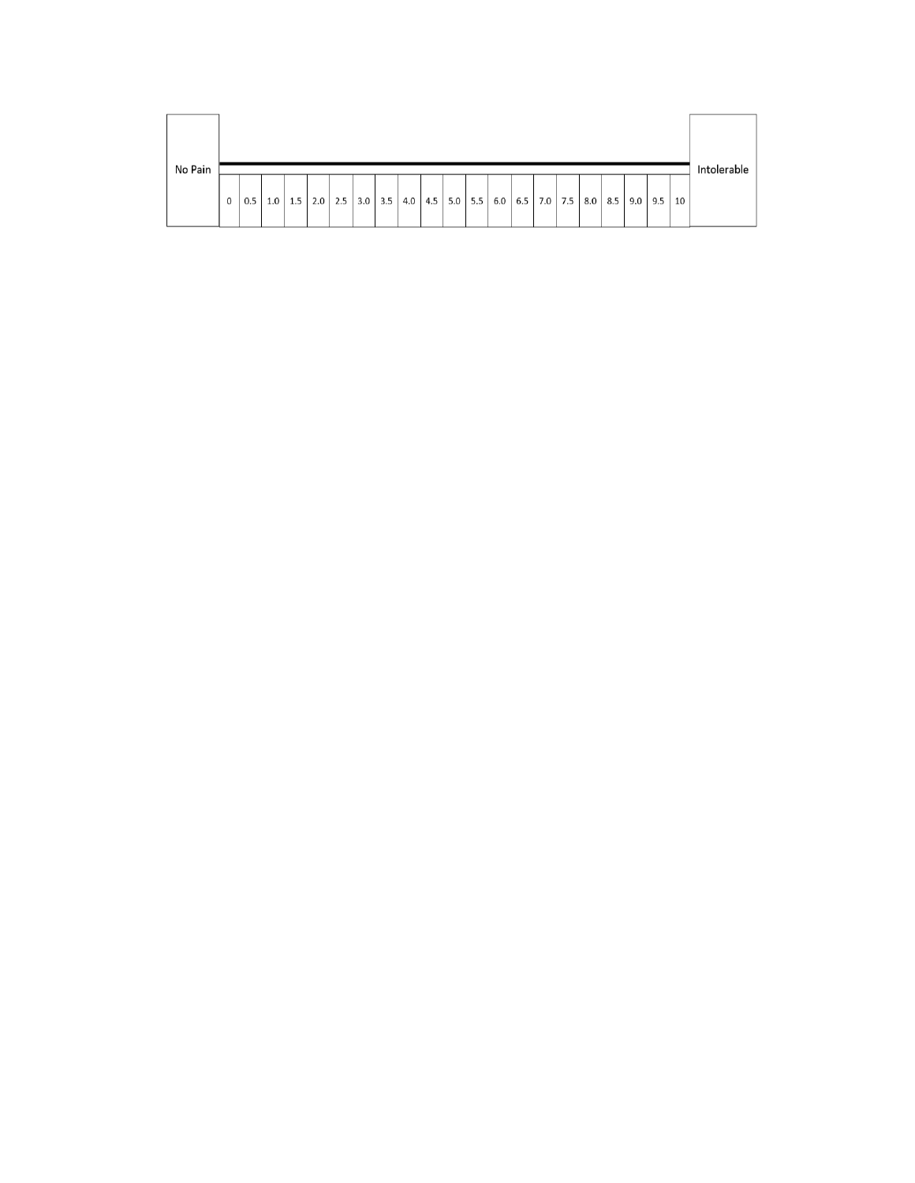| No Pain | 0 | 0.5 | 1.0 | 1.5 | 2.0 | 2.5 | 3.0 | 3.5 | 4.0 | 4.5 | 5.0 | 5.5 | 6.0 | 6.5 | 7.0 | 7.5 | 8.0 | 8.5 | 9.0 | 9.5 | 10 | Intolerable |
|---|---|---|---|---|---|---|---|---|---|---|---|---|---|---|---|---|---|---|---|---|---|---|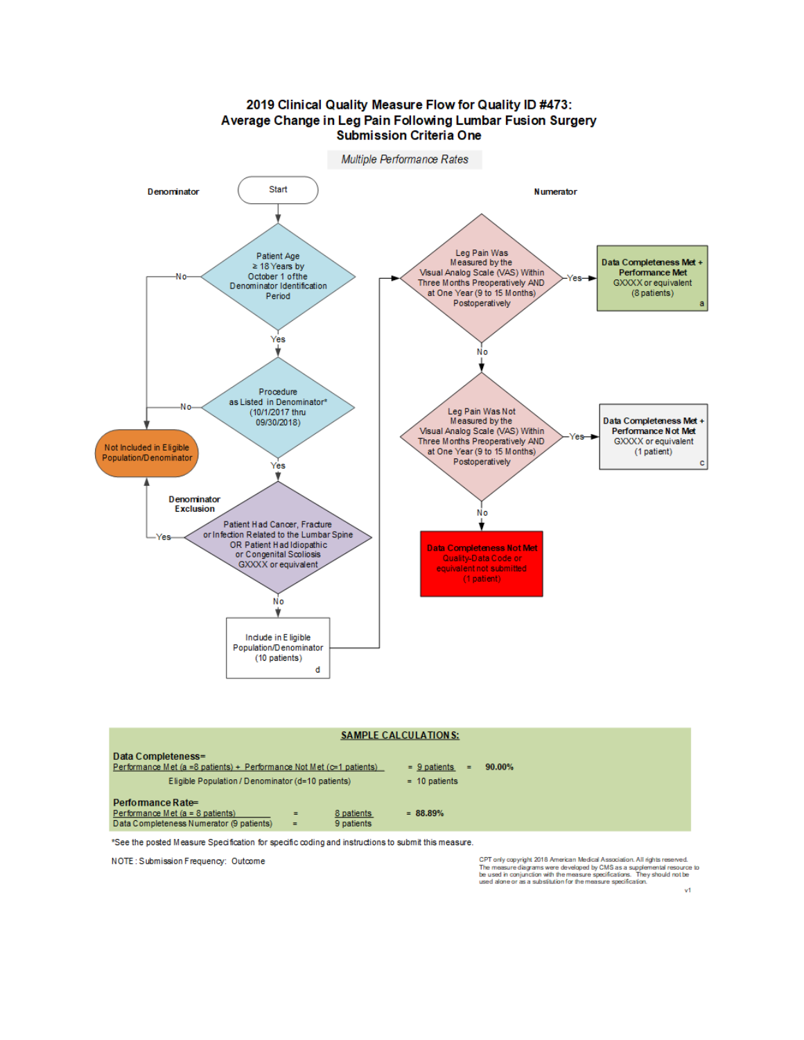# 2019 Clinical Quality Measure Flow for Quality ID #473: Average Change in Leg Pain Following Lumbar Fusion Surgery
## Submission Criteria One

*Multiple Performance Rates*

**Denominator**

Start

Patient Age ≥ 18 Years by October 1 of the Denominator Identification Period
- No → Not Included in Eligible Population/Denominator
- Yes ↓

Procedure as Listed in Denominator* (10/1/2017 thru 09/30/2018)
- No → Not Included in Eligible Population/Denominator
- Yes ↓

**Denominator Exclusion**

Patient Had Cancer, Fracture or Infection Related to the Lumbar Spine OR Patient Had Idiopathic or Congenital Scoliosis GXXXX or equivalent
- Yes → Not Included in Eligible Population/Denominator
- No ↓

Include in Eligible Population/Denominator (10 patients) d

**Numerator**

Leg Pain Was Measured by the Visual Analog Scale (VAS) Within Three Months Preoperatively AND at One Year (9 to 15 Months) Postoperatively
- Yes → **Data Completeness Met + Performance Met** GXXXX or equivalent (8 patients) a
- No ↓

Leg Pain Was Not Measured by the Visual Analog Scale (VAS) Within Three Months Preoperatively AND at One Year (9 to 15 Months) Postoperatively
- Yes → **Data Completeness Met + Performance Not Met** GXXXX or equivalent (1 patient) c
- No ↓

**Data Completeness Not Met** Quality-Data Code or equivalent not submitted (1 patient)

**SAMPLE CALCULATIONS:**

**Data Completeness=**
Performance Met (a =8 patients) + Performance Not Met (c=1 patients) = 9 patients = **90.00%**
Eligible Population / Denominator (d=10 patients) = 10 patients

**Performance Rate=**
Performance Met (a = 8 patients) = 8 patients = **88.89%**
Data Completeness Numerator (9 patients) = 9 patients

*See the posted Measure Specification for specific coding and instructions to submit this measure.

NOTE: Submission Frequency: Outcome

CPT only copyright 2018 American Medical Association. All rights reserved.
The measure diagrams were developed by CMS as a supplemental resource to be used in conjunction with the measure specifications. They should not be used alone or as a substitution for the measure specification.

v1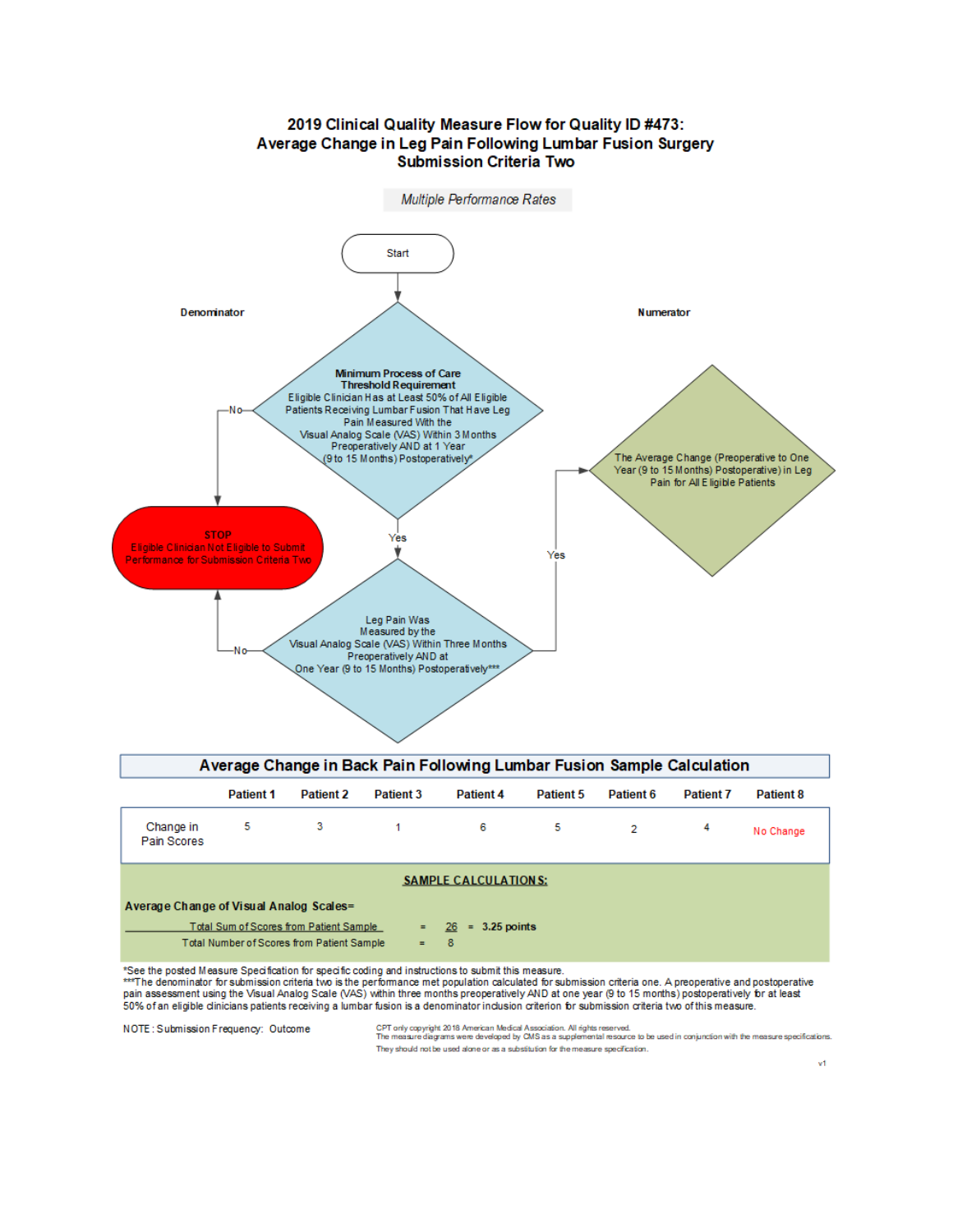# 2019 Clinical Quality Measure Flow for Quality ID #473: Average Change in Leg Pain Following Lumbar Fusion Surgery Submission Criteria Two

*Multiple Performance Rates*

**Denominator**

**Numerator**

Start

**Minimum Process of Care Threshold Requirement**
Eligible Clinician Has at Least 50% of All Eligible Patients Receiving Lumbar Fusion That Have Leg Pain Measured With the Visual Analog Scale (VAS) Within 3 Months Preoperatively AND at 1 Year (9 to 15 Months) Postoperatively*

No → STOP
Eligible Clinician Not Eligible to Submit Performance for Submission Criteria Two

Yes → Leg Pain Was Measured by the Visual Analog Scale (VAS) Within Three Months Preoperatively AND at One Year (9 to 15 Months) Postoperatively***

No → STOP
Eligible Clinician Not Eligible to Submit Performance for Submission Criteria Two

Yes → The Average Change (Preoperative to One Year (9 to 15 Months) Postoperative) in Leg Pain for All Eligible Patients

## Average Change in Back Pain Following Lumbar Fusion Sample Calculation

| | Patient 1 | Patient 2 | Patient 3 | Patient 4 | Patient 5 | Patient 6 | Patient 7 | Patient 8 |
|---|---|---|---|---|---|---|---|---|
| Change in Pain Scores | 5 | 3 | 1 | 6 | 5 | 2 | 4 | No Change |

**SAMPLE CALCULATIONS:**

**Average Change of Visual Analog Scales=**

$$\frac{\text{Total Sum of Scores from Patient Sample}}{\text{Total Number of Scores from Patient Sample}} = \frac{26}{8} = \textbf{3.25 points}$$

*See the posted Measure Specification for specific coding and instructions to submit this measure.
***The denominator for submission criteria two is the performance met population calculated for submission criteria one. A preoperative and postoperative pain assessment using the Visual Analog Scale (VAS) within three months preoperatively AND at one year (9 to 15 months) postoperatively for at least 50% of an eligible clinicians patients receiving a lumbar fusion is a denominator inclusion criterion for submission criteria two of this measure.

NOTE: Submission Frequency: Outcome

CPT only copyright 2018 American Medical Association. All rights reserved.
The measure diagrams were developed by CMS as a supplemental resource to be used in conjunction with the measure specifications. They should not be used alone or as a substitution for the measure specification.

v1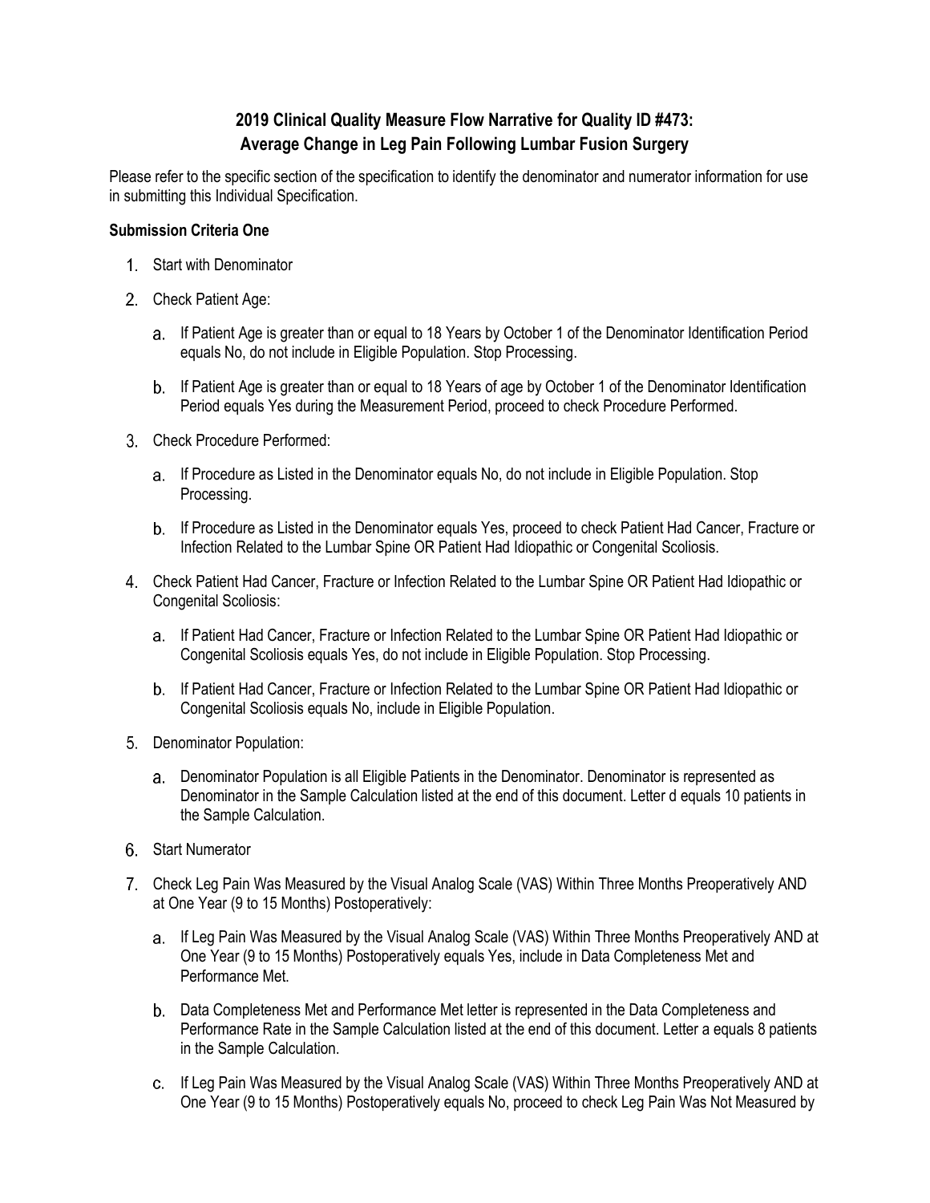# 2019 Clinical Quality Measure Flow Narrative for Quality ID #473: Average Change in Leg Pain Following Lumbar Fusion Surgery

Please refer to the specific section of the specification to identify the denominator and numerator information for use in submitting this Individual Specification.

**Submission Criteria One**

1. Start with Denominator
2. Check Patient Age:
   a. If Patient Age is greater than or equal to 18 Years by October 1 of the Denominator Identification Period equals No, do not include in Eligible Population. Stop Processing.
   b. If Patient Age is greater than or equal to 18 Years of age by October 1 of the Denominator Identification Period equals Yes during the Measurement Period, proceed to check Procedure Performed.
3. Check Procedure Performed:
   a. If Procedure as Listed in the Denominator equals No, do not include in Eligible Population. Stop Processing.
   b. If Procedure as Listed in the Denominator equals Yes, proceed to check Patient Had Cancer, Fracture or Infection Related to the Lumbar Spine OR Patient Had Idiopathic or Congenital Scoliosis.
4. Check Patient Had Cancer, Fracture or Infection Related to the Lumbar Spine OR Patient Had Idiopathic or Congenital Scoliosis:
   a. If Patient Had Cancer, Fracture or Infection Related to the Lumbar Spine OR Patient Had Idiopathic or Congenital Scoliosis equals Yes, do not include in Eligible Population. Stop Processing.
   b. If Patient Had Cancer, Fracture or Infection Related to the Lumbar Spine OR Patient Had Idiopathic or Congenital Scoliosis equals No, include in Eligible Population.
5. Denominator Population:
   a. Denominator Population is all Eligible Patients in the Denominator. Denominator is represented as Denominator in the Sample Calculation listed at the end of this document. Letter d equals 10 patients in the Sample Calculation.
6. Start Numerator
7. Check Leg Pain Was Measured by the Visual Analog Scale (VAS) Within Three Months Preoperatively AND at One Year (9 to 15 Months) Postoperatively:
   a. If Leg Pain Was Measured by the Visual Analog Scale (VAS) Within Three Months Preoperatively AND at One Year (9 to 15 Months) Postoperatively equals Yes, include in Data Completeness Met and Performance Met.
   b. Data Completeness Met and Performance Met letter is represented in the Data Completeness and Performance Rate in the Sample Calculation listed at the end of this document. Letter a equals 8 patients in the Sample Calculation.
   c. If Leg Pain Was Measured by the Visual Analog Scale (VAS) Within Three Months Preoperatively AND at One Year (9 to 15 Months) Postoperatively equals No, proceed to check Leg Pain Was Not Measured by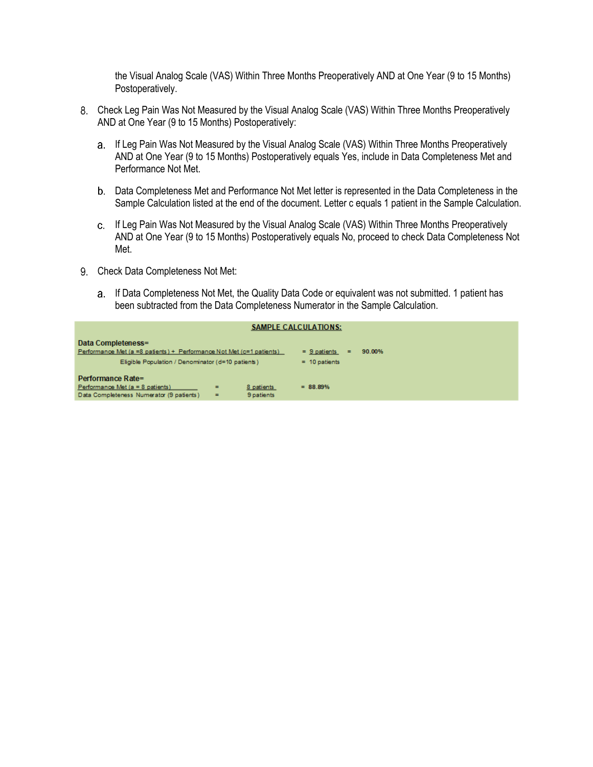the Visual Analog Scale (VAS) Within Three Months Preoperatively AND at One Year (9 to 15 Months) Postoperatively.

8. Check Leg Pain Was Not Measured by the Visual Analog Scale (VAS) Within Three Months Preoperatively AND at One Year (9 to 15 Months) Postoperatively:

   a. If Leg Pain Was Not Measured by the Visual Analog Scale (VAS) Within Three Months Preoperatively AND at One Year (9 to 15 Months) Postoperatively equals Yes, include in Data Completeness Met and Performance Not Met.

   b. Data Completeness Met and Performance Not Met letter is represented in the Data Completeness in the Sample Calculation listed at the end of the document. Letter c equals 1 patient in the Sample Calculation.

   c. If Leg Pain Was Not Measured by the Visual Analog Scale (VAS) Within Three Months Preoperatively AND at One Year (9 to 15 Months) Postoperatively equals No, proceed to check Data Completeness Not Met.

9. Check Data Completeness Not Met:

   a. If Data Completeness Not Met, the Quality Data Code or equivalent was not submitted. 1 patient has been subtracted from the Data Completeness Numerator in the Sample Calculation.

**SAMPLE CALCULATIONS:**

**Data Completeness=**

| | | | |
|---|---|---|---|
| Performance Met (a =8 patients) + Performance Not Met (c=1 patients) | = 9 patients | = | 90.00% |
| Eligible Population / Denominator (d=10 patients) | = 10 patients | | |

**Performance Rate=**

| | | | |
|---|---|---|---|
| Performance Met (a = 8 patients) | = | 8 patients | = 88.89% |
| Data Completeness Numerator (9 patients) | = | 9 patients | |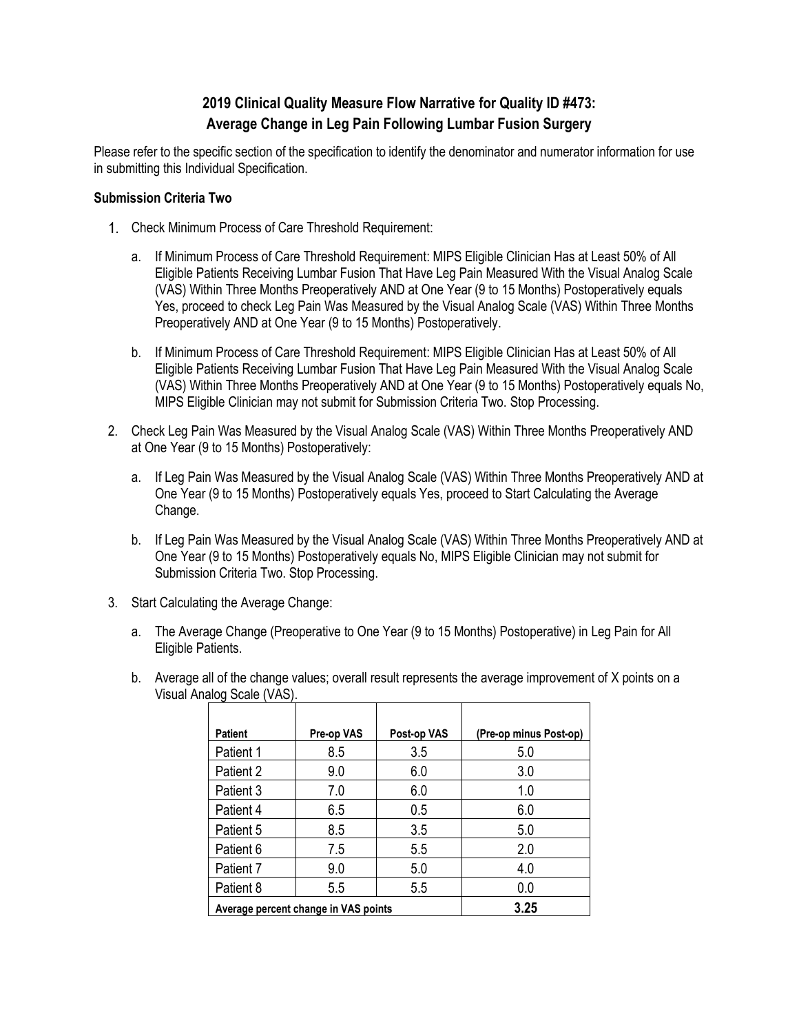# 2019 Clinical Quality Measure Flow Narrative for Quality ID #473: Average Change in Leg Pain Following Lumbar Fusion Surgery

Please refer to the specific section of the specification to identify the denominator and numerator information for use in submitting this Individual Specification.

**Submission Criteria Two**

1. Check Minimum Process of Care Threshold Requirement:

   a. If Minimum Process of Care Threshold Requirement: MIPS Eligible Clinician Has at Least 50% of All Eligible Patients Receiving Lumbar Fusion That Have Leg Pain Measured With the Visual Analog Scale (VAS) Within Three Months Preoperatively AND at One Year (9 to 15 Months) Postoperatively equals Yes, proceed to check Leg Pain Was Measured by the Visual Analog Scale (VAS) Within Three Months Preoperatively AND at One Year (9 to 15 Months) Postoperatively.

   b. If Minimum Process of Care Threshold Requirement: MIPS Eligible Clinician Has at Least 50% of All Eligible Patients Receiving Lumbar Fusion That Have Leg Pain Measured With the Visual Analog Scale (VAS) Within Three Months Preoperatively AND at One Year (9 to 15 Months) Postoperatively equals No, MIPS Eligible Clinician may not submit for Submission Criteria Two. Stop Processing.

2. Check Leg Pain Was Measured by the Visual Analog Scale (VAS) Within Three Months Preoperatively AND at One Year (9 to 15 Months) Postoperatively:

   a. If Leg Pain Was Measured by the Visual Analog Scale (VAS) Within Three Months Preoperatively AND at One Year (9 to 15 Months) Postoperatively equals Yes, proceed to Start Calculating the Average Change.

   b. If Leg Pain Was Measured by the Visual Analog Scale (VAS) Within Three Months Preoperatively AND at One Year (9 to 15 Months) Postoperatively equals No, MIPS Eligible Clinician may not submit for Submission Criteria Two. Stop Processing.

3. Start Calculating the Average Change:

   a. The Average Change (Preoperative to One Year (9 to 15 Months) Postoperative) in Leg Pain for All Eligible Patients.

   b. Average all of the change values; overall result represents the average improvement of X points on a Visual Analog Scale (VAS).

| Patient | Pre-op VAS | Post-op VAS | (Pre-op minus Post-op) |
|---|---|---|---|
| Patient 1 | 8.5 | 3.5 | 5.0 |
| Patient 2 | 9.0 | 6.0 | 3.0 |
| Patient 3 | 7.0 | 6.0 | 1.0 |
| Patient 4 | 6.5 | 0.5 | 6.0 |
| Patient 5 | 8.5 | 3.5 | 5.0 |
| Patient 6 | 7.5 | 5.5 | 2.0 |
| Patient 7 | 9.0 | 5.0 | 4.0 |
| Patient 8 | 5.5 | 5.5 | 0.0 |
| **Average percent change in VAS points** | | | **3.25** |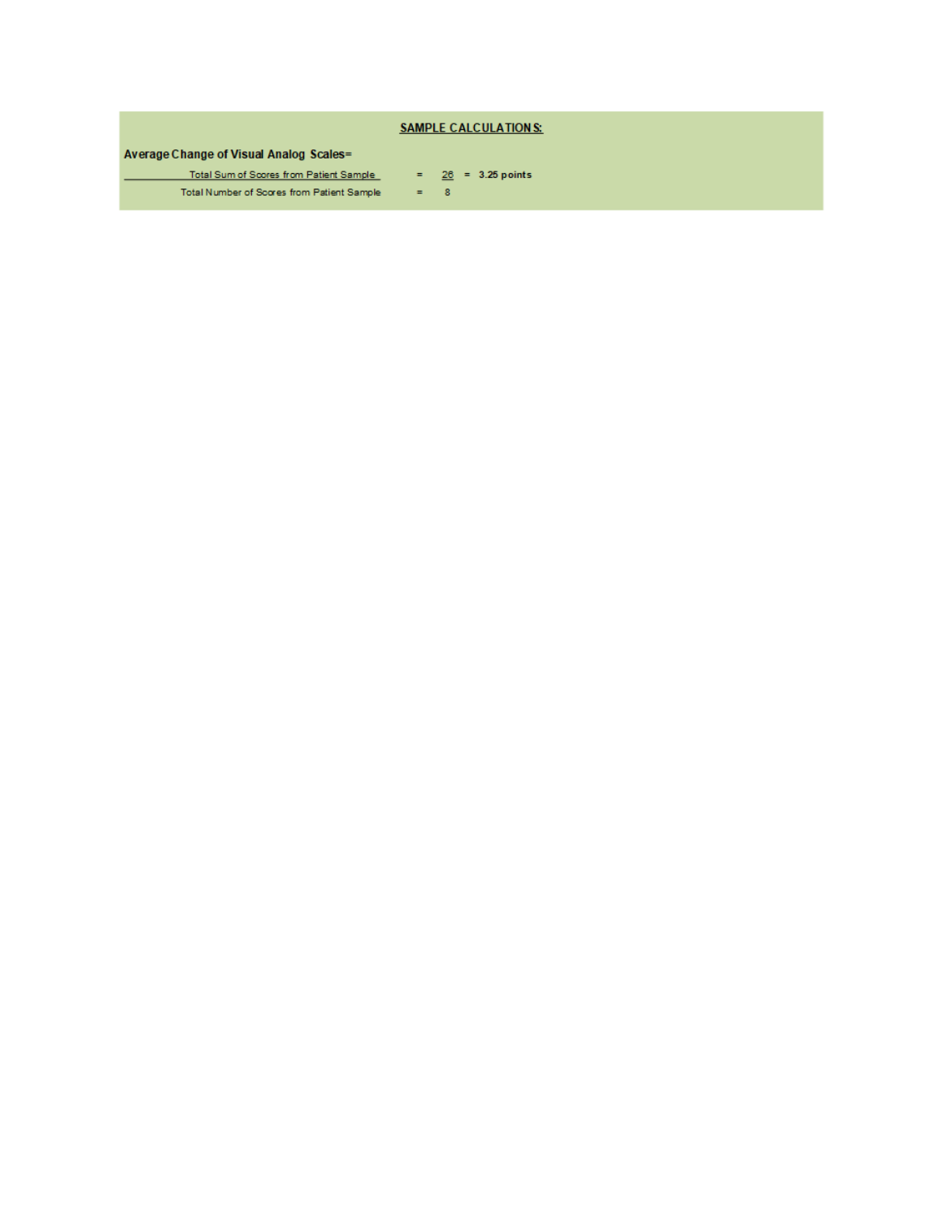**SAMPLE CALCULATIONS:**

**Average Change of Visual Analog Scales=**

$$\frac{\text{Total Sum of Scores from Patient Sample}}{\text{Total Number of Scores from Patient Sample}} = \frac{26}{8} = \textbf{3.25 points}$$